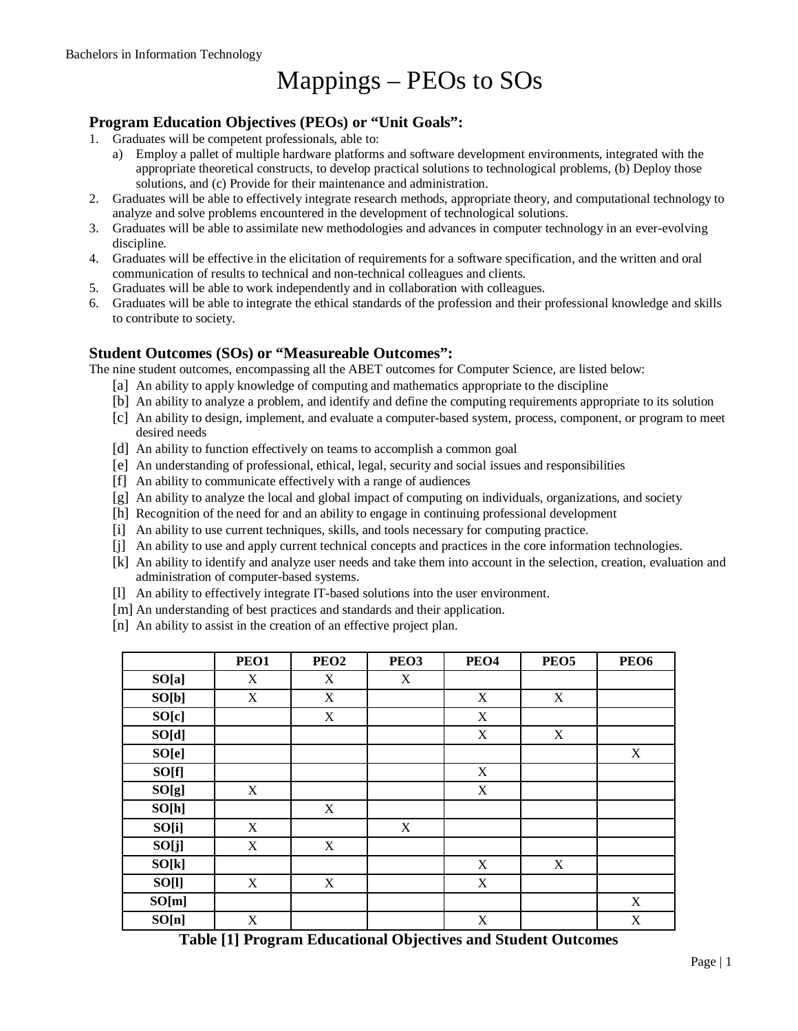# Mappings – PEOs to SOs

### Program Education Objectives (PEOs) or "Unit Goals":

1. Graduates will be competent professionals, able to:
   a) Employ a pallet of multiple hardware platforms and software development environments, integrated with the appropriate theoretical constructs, to develop practical solutions to technological problems, (b) Deploy those solutions, and (c) Provide for their maintenance and administration.
2. Graduates will be able to effectively integrate research methods, appropriate theory, and computational technology to analyze and solve problems encountered in the development of technological solutions.
3. Graduates will be able to assimilate new methodologies and advances in computer technology in an ever-evolving discipline.
4. Graduates will be effective in the elicitation of requirements for a software specification, and the written and oral communication of results to technical and non-technical colleagues and clients.
5. Graduates will be able to work independently and in collaboration with colleagues.
6. Graduates will be able to integrate the ethical standards of the profession and their professional knowledge and skills to contribute to society.

### Student Outcomes (SOs) or "Measureable Outcomes":

The nine student outcomes, encompassing all the ABET outcomes for Computer Science, are listed below:

- [a] An ability to apply knowledge of computing and mathematics appropriate to the discipline
- [b] An ability to analyze a problem, and identify and define the computing requirements appropriate to its solution
- [c] An ability to design, implement, and evaluate a computer-based system, process, component, or program to meet desired needs
- [d] An ability to function effectively on teams to accomplish a common goal
- [e] An understanding of professional, ethical, legal, security and social issues and responsibilities
- [f] An ability to communicate effectively with a range of audiences
- [g] An ability to analyze the local and global impact of computing on individuals, organizations, and society
- [h] Recognition of the need for and an ability to engage in continuing professional development
- [i] An ability to use current techniques, skills, and tools necessary for computing practice.
- [j] An ability to use and apply current technical concepts and practices in the core information technologies.
- [k] An ability to identify and analyze user needs and take them into account in the selection, creation, evaluation and administration of computer-based systems.
- [l] An ability to effectively integrate IT-based solutions into the user environment.
- [m] An understanding of best practices and standards and their application.
- [n] An ability to assist in the creation of an effective project plan.

| | PEO1 | PEO2 | PEO3 | PEO4 | PEO5 | PEO6 |
|---|---|---|---|---|---|---|
| **SO[a]** | X | X | X | | | |
| **SO[b]** | X | X | | X | X | |
| **SO[c]** | | X | | X | | |
| **SO[d]** | | | | X | X | |
| **SO[e]** | | | | | | X |
| **SO[f]** | | | | X | | |
| **SO[g]** | X | | | X | | |
| **SO[h]** | | X | | | | |
| **SO[i]** | X | | X | | | |
| **SO[j]** | X | X | | | | |
| **SO[k]** | | | | X | X | |
| **SO[l]** | X | X | | X | | |
| **SO[m]** | | | | | | X |
| **SO[n]** | X | | | X | | X |

**Table [1] Program Educational Objectives and Student Outcomes**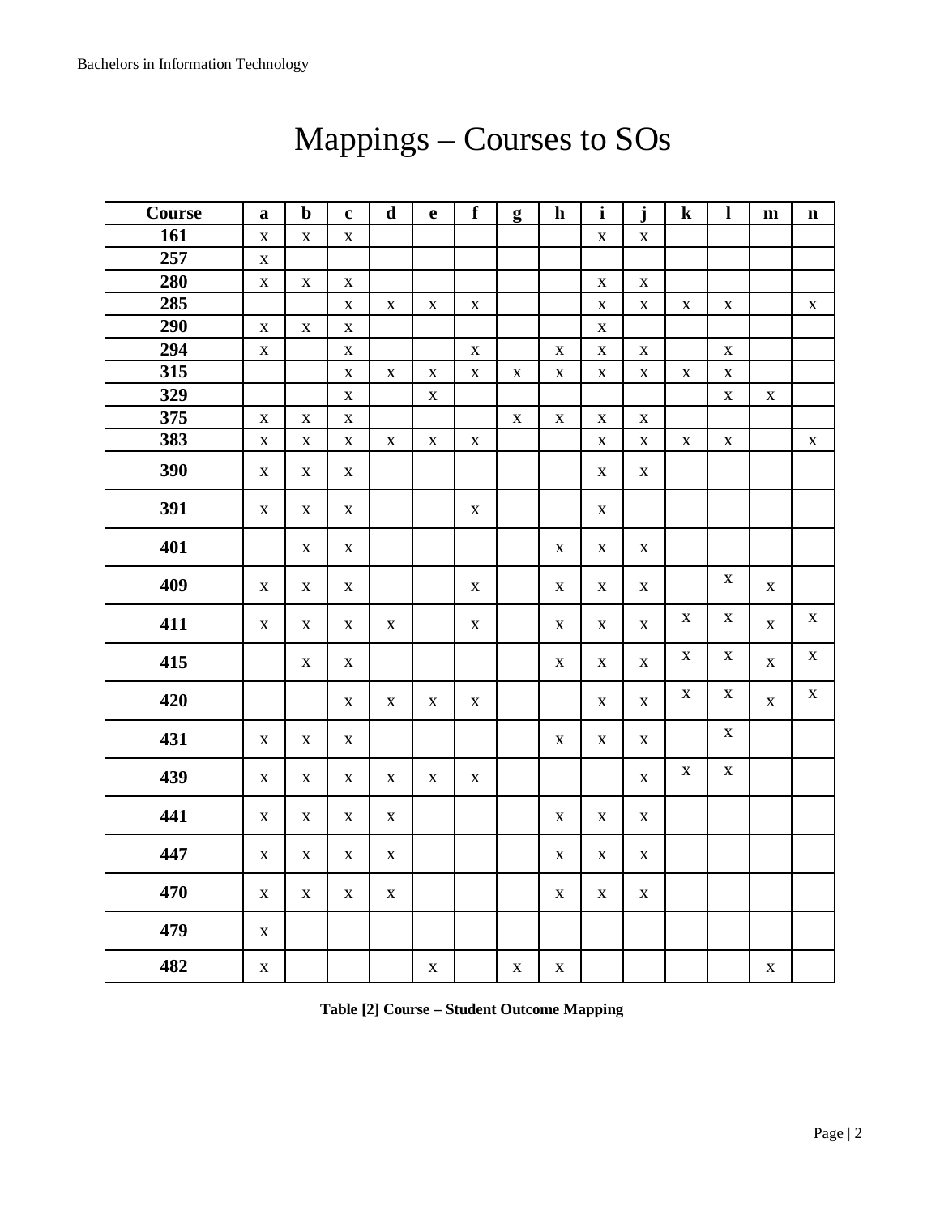// Mappings – Courses to SOs

# Mappings – Courses to SOs

| Course | a | b | c | d | e | f | g | h | i | j | k | l | m | n |
|---|---|---|---|---|---|---|---|---|---|---|---|---|---|---|
| **161** | x | x | x | | | | | | x | x | | | | |
| **257** | x | | | | | | | | | | | | | |
| **280** | x | x | x | | | | | | x | x | | | | |
| **285** | | | x | x | x | x | | | x | x | x | x | | x |
| **290** | x | x | x | | | | | | x | | | | | |
| **294** | x | | x | | | x | | x | x | x | | x | | |
| **315** | | | x | x | x | x | x | x | x | x | x | x | | |
| **329** | | | x | | x | | | | | | | x | x | |
| **375** | x | x | x | | | | x | x | x | x | | | | |
| **383** | x | x | x | x | x | x | | | x | x | x | x | | x |
| **390** | x | x | x | | | | | | x | x | | | | |
| **391** | x | x | x | | | x | | | x | | | | | |
| **401** | | x | x | | | | | x | x | x | | | | |
| **409** | x | x | x | | | x | | x | x | x | | x | x | |
| **411** | x | x | x | x | | x | | x | x | x | x | x | x | x |
| **415** | | x | x | | | | | x | x | x | x | x | x | x |
| **420** | | | x | x | x | x | | | x | x | x | x | x | x |
| **431** | x | x | x | | | | | x | x | x | | x | | |
| **439** | x | x | x | x | x | x | | | | x | x | x | | |
| **441** | x | x | x | x | | | | x | x | x | | | | |
| **447** | x | x | x | x | | | | x | x | x | | | | |
| **470** | x | x | x | x | | | | x | x | x | | | | |
| **479** | x | | | | | | | | | | | | | |
| **482** | x | | | | x | | x | x | | | | | x | |

**Table [2] Course – Student Outcome Mapping**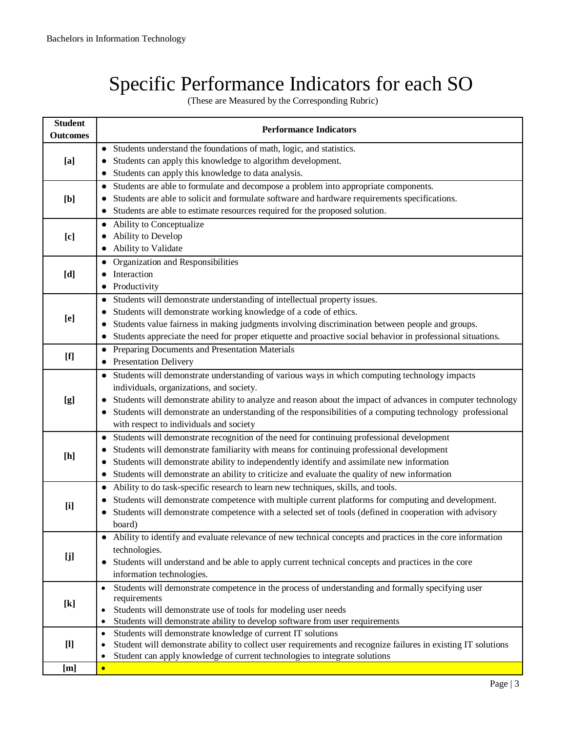# Specific Performance Indicators for each SO

(These are Measured by the Corresponding Rubric)

| Student Outcomes | Performance Indicators |
|---|---|
| **[a]** | • Students understand the foundations of math, logic, and statistics.<br>• Students can apply this knowledge to algorithm development.<br>• Students can apply this knowledge to data analysis. |
| **[b]** | • Students are able to formulate and decompose a problem into appropriate components.<br>• Students are able to solicit and formulate software and hardware requirements specifications.<br>• Students are able to estimate resources required for the proposed solution. |
| **[c]** | • Ability to Conceptualize<br>• Ability to Develop<br>• Ability to Validate |
| **[d]** | • Organization and Responsibilities<br>• Interaction<br>• Productivity |
| **[e]** | • Students will demonstrate understanding of intellectual property issues.<br>• Students will demonstrate working knowledge of a code of ethics.<br>• Students value fairness in making judgments involving discrimination between people and groups.<br>• Students appreciate the need for proper etiquette and proactive social behavior in professional situations. |
| **[f]** | • Preparing Documents and Presentation Materials<br>• Presentation Delivery |
| **[g]** | • Students will demonstrate understanding of various ways in which computing technology impacts individuals, organizations, and society.<br>• Students will demonstrate ability to analyze and reason about the impact of advances in computer technology<br>• Students will demonstrate an understanding of the responsibilities of a computing technology professional with respect to individuals and society |
| **[h]** | • Students will demonstrate recognition of the need for continuing professional development<br>• Students will demonstrate familiarity with means for continuing professional development<br>• Students will demonstrate ability to independently identify and assimilate new information<br>• Students will demonstrate an ability to criticize and evaluate the quality of new information |
| **[i]** | • Ability to do task-specific research to learn new techniques, skills, and tools.<br>• Students will demonstrate competence with multiple current platforms for computing and development.<br>• Students will demonstrate competence with a selected set of tools (defined in cooperation with advisory board) |
| **[j]** | • Ability to identify and evaluate relevance of new technical concepts and practices in the core information technologies.<br>• Students will understand and be able to apply current technical concepts and practices in the core information technologies. |
| **[k]** | • Students will demonstrate competence in the process of understanding and formally specifying user requirements<br>• Students will demonstrate use of tools for modeling user needs<br>• Students will demonstrate ability to develop software from user requirements |
| **[l]** | • Students will demonstrate knowledge of current IT solutions<br>• Student will demonstrate ability to collect user requirements and recognize failures in existing IT solutions<br>• Student can apply knowledge of current technologies to integrate solutions |
| **[m]** | • |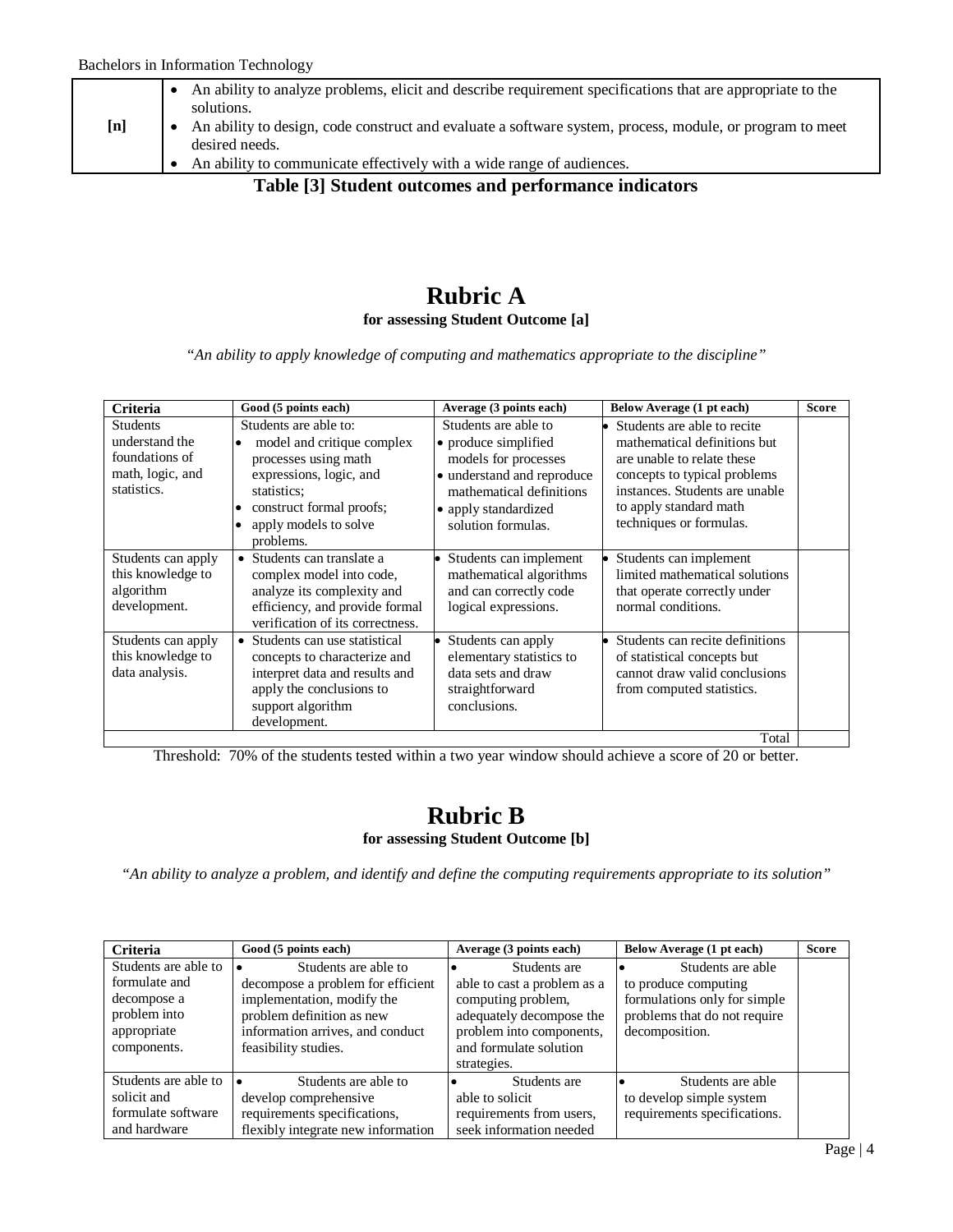| [n] | • An ability to analyze problems, elicit and describe requirement specifications that are appropriate to the solutions. <br> • An ability to design, code construct and evaluate a software system, process, module, or program to meet desired needs. <br> • An ability to communicate effectively with a wide range of audiences. |
|---|---|

**Table [3] Student outcomes and performance indicators**

# Rubric A

**for assessing Student Outcome [a]**

*“An ability to apply knowledge of computing and mathematics appropriate to the discipline”*

| Criteria | Good (5 points each) | Average (3 points each) | Below Average (1 pt each) | Score |
|---|---|---|---|---|
| Students understand the foundations of math, logic, and statistics. | Students are able to: <br> • model and critique complex processes using math expressions, logic, and statistics; <br> • construct formal proofs; <br> • apply models to solve problems. | Students are able to <br> • produce simplified models for processes <br> • understand and reproduce mathematical definitions <br> • apply standardized solution formulas. | • Students are able to recite mathematical definitions but are unable to relate these concepts to typical problems instances. Students are unable to apply standard math techniques or formulas. | |
| Students can apply this knowledge to algorithm development. | • Students can translate a complex model into code, analyze its complexity and efficiency, and provide formal verification of its correctness. | • Students can implement mathematical algorithms and can correctly code logical expressions. | • Students can implement limited mathematical solutions that operate correctly under normal conditions. | |
| Students can apply this knowledge to data analysis. | • Students can use statistical concepts to characterize and interpret data and results and apply the conclusions to support algorithm development. | • Students can apply elementary statistics to data sets and draw straightforward conclusions. | • Students can recite definitions of statistical concepts but cannot draw valid conclusions from computed statistics. | |
| | | | Total | |

Threshold: 70% of the students tested within a two year window should achieve a score of 20 or better.

# Rubric B

**for assessing Student Outcome [b]**

*“An ability to analyze a problem, and identify and define the computing requirements appropriate to its solution”*

| Criteria | Good (5 points each) | Average (3 points each) | Below Average (1 pt each) | Score |
|---|---|---|---|---|
| Students are able to formulate and decompose a problem into appropriate components. | • Students are able to decompose a problem for efficient implementation, modify the problem definition as new information arrives, and conduct feasibility studies. | • Students are able to cast a problem as a computing problem, adequately decompose the problem into components, and formulate solution strategies. | • Students are able to produce computing formulations only for simple problems that do not require decomposition. | |
| Students are able to solicit and formulate software and hardware | • Students are able to develop comprehensive requirements specifications, flexibly integrate new information | • Students are able to solicit requirements from users, seek information needed | • Students are able to develop simple system requirements specifications. | |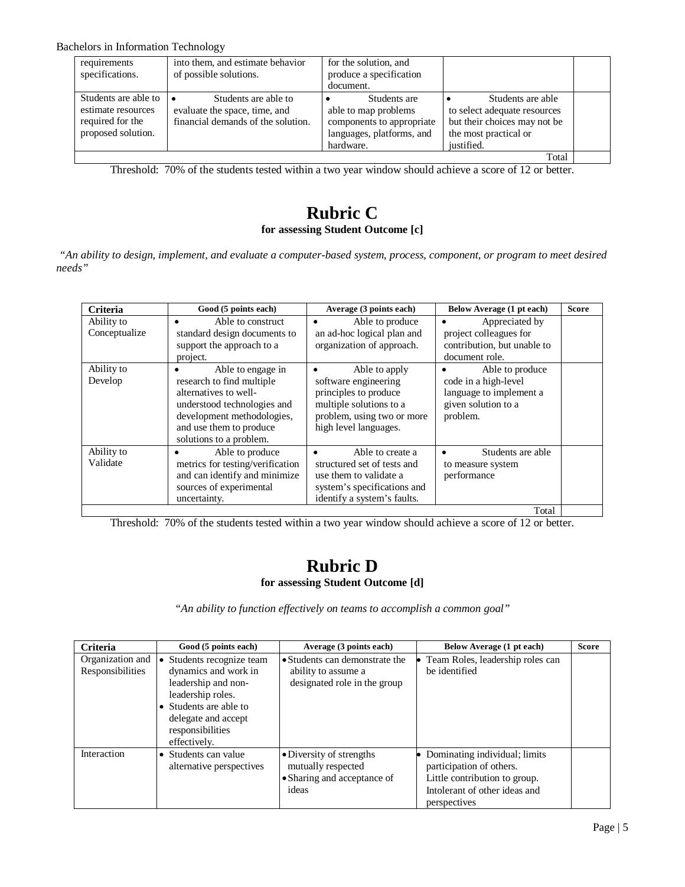| requirements specifications. | into them, and estimate behavior of possible solutions. | for the solution, and produce a specification document. | | |
|---|---|---|---|---|
| Students are able to estimate resources required for the proposed solution. | • Students are able to evaluate the space, time, and financial demands of the solution. | • Students are able to map problems components to appropriate languages, platforms, and hardware. | • Students are able to select adequate resources but their choices may not be the most practical or justified. | |
| | | | Total | |

Threshold: 70% of the students tested within a two year window should achieve a score of 12 or better.

# Rubric C

**for assessing Student Outcome [c]**

*"An ability to design, implement, and evaluate a computer-based system, process, component, or program to meet desired needs"*

| Criteria | Good (5 points each) | Average (3 points each) | Below Average (1 pt each) | Score |
|---|---|---|---|---|
| Ability to Conceptualize | • Able to construct standard design documents to support the approach to a project. | • Able to produce an ad-hoc logical plan and organization of approach. | • Appreciated by project colleagues for contribution, but unable to document role. | |
| Ability to Develop | • Able to engage in research to find multiple alternatives to well-understood technologies and development methodologies, and use them to produce solutions to a problem. | • Able to apply software engineering principles to produce multiple solutions to a problem, using two or more high level languages. | • Able to produce code in a high-level language to implement a given solution to a problem. | |
| Ability to Validate | • Able to produce metrics for testing/verification and can identify and minimize sources of experimental uncertainty. | • Able to create a structured set of tests and use them to validate a system's specifications and identify a system's faults. | • Students are able to measure system performance | |
| | | | Total | |

Threshold: 70% of the students tested within a two year window should achieve a score of 12 or better.

# Rubric D

**for assessing Student Outcome [d]**

*"An ability to function effectively on teams to accomplish a common goal"*

| Criteria | Good (5 points each) | Average (3 points each) | Below Average (1 pt each) | Score |
|---|---|---|---|---|
| Organization and Responsibilities | • Students recognize team dynamics and work in leadership and non-leadership roles.<br>• Students are able to delegate and accept responsibilities effectively. | • Students can demonstrate the ability to assume a designated role in the group | • Team Roles, leadership roles can be identified | |
| Interaction | • Students can value alternative perspectives | • Diversity of strengths mutually respected<br>• Sharing and acceptance of ideas | • Dominating individual; limits participation of others. Little contribution to group. Intolerant of other ideas and perspectives | |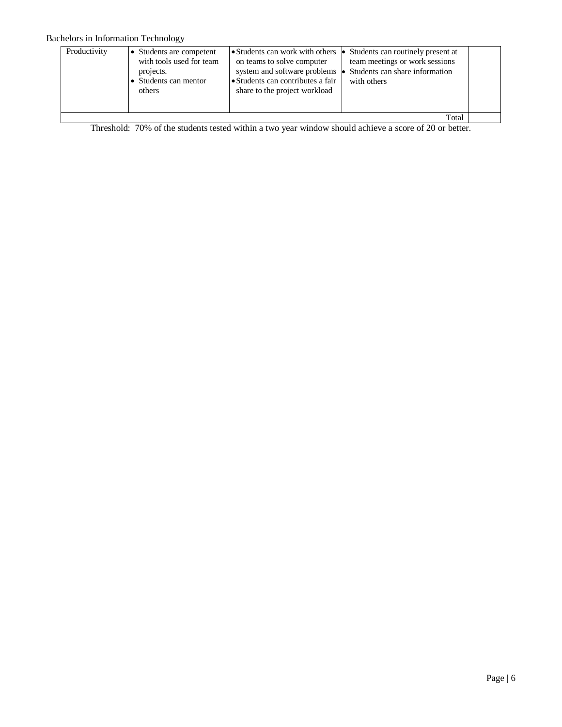| Productivity | • Students are competent with tools used for team projects.<br>• Students can mentor others | • Students can work with others on teams to solve computer system and software problems<br>• Students can contributes a fair share to the project workload | • Students can routinely present at team meetings or work sessions<br>• Students can share information with others | |
|---|---|---|---|---|
| | | | Total | |

Threshold: 70% of the students tested within a two year window should achieve a score of 20 or better.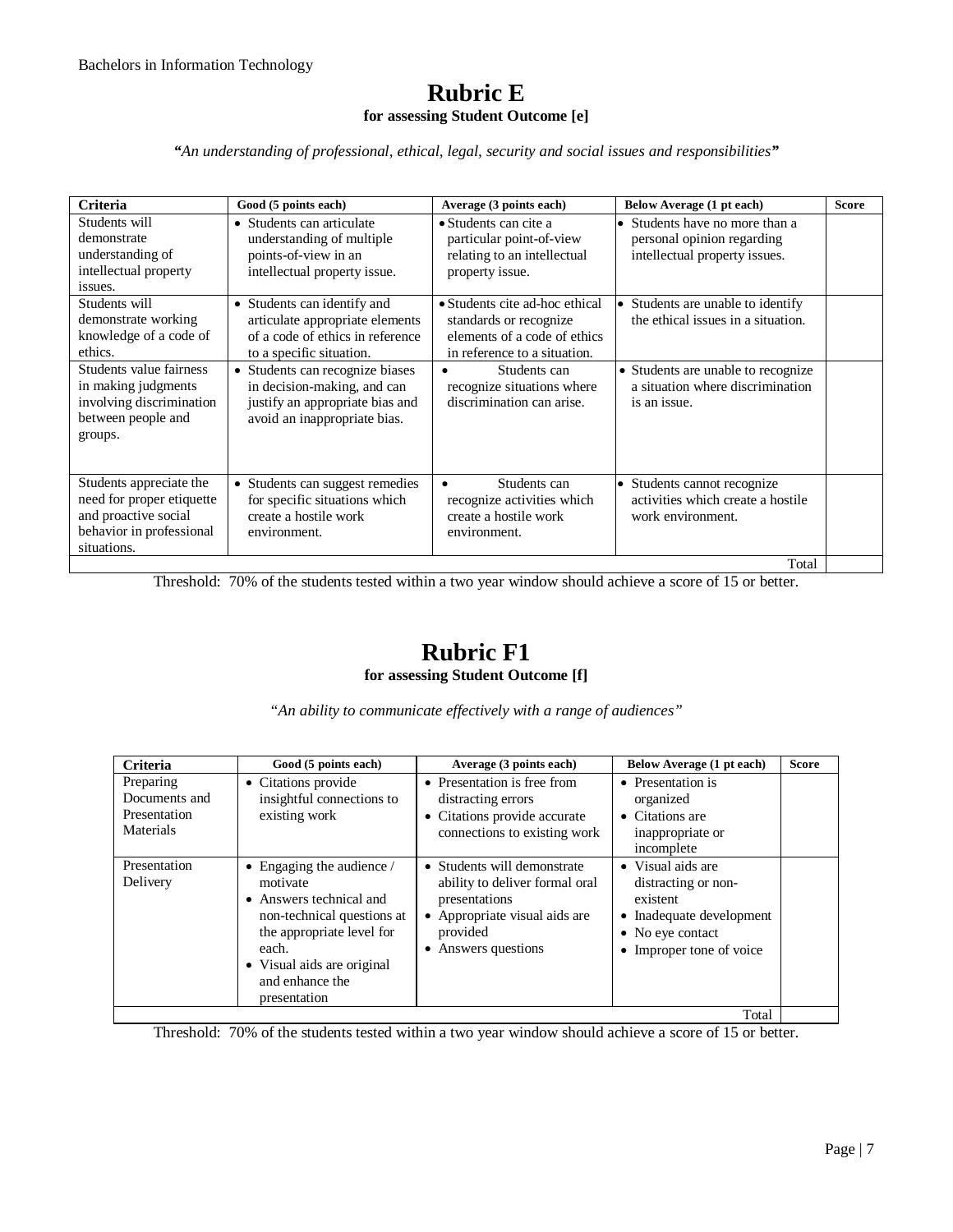# Rubric E

**for assessing Student Outcome [e]**

***"An understanding of professional, ethical, legal, security and social issues and responsibilities"***

| Criteria | Good (5 points each) | Average (3 points each) | Below Average (1 pt each) | Score |
|---|---|---|---|---|
| Students will demonstrate understanding of intellectual property issues. | • Students can articulate understanding of multiple points-of-view in an intellectual property issue. | • Students can cite a particular point-of-view relating to an intellectual property issue. | • Students have no more than a personal opinion regarding intellectual property issues. | |
| Students will demonstrate working knowledge of a code of ethics. | • Students can identify and articulate appropriate elements of a code of ethics in reference to a specific situation. | • Students cite ad-hoc ethical standards or recognize elements of a code of ethics in reference to a situation. | • Students are unable to identify the ethical issues in a situation. | |
| Students value fairness in making judgments involving discrimination between people and groups. | • Students can recognize biases in decision-making, and can justify an appropriate bias and avoid an inappropriate bias. | • Students can recognize situations where discrimination can arise. | • Students are unable to recognize a situation where discrimination is an issue. | |
| Students appreciate the need for proper etiquette and proactive social behavior in professional situations. | • Students can suggest remedies for specific situations which create a hostile work environment. | • Students can recognize activities which create a hostile work environment. | • Students cannot recognize activities which create a hostile work environment. | |
| | | | Total | |

Threshold: 70% of the students tested within a two year window should achieve a score of 15 or better.

# Rubric F1

**for assessing Student Outcome [f]**

*"An ability to communicate effectively with a range of audiences"*

| Criteria | Good (5 points each) | Average (3 points each) | Below Average (1 pt each) | Score |
|---|---|---|---|---|
| Preparing Documents and Presentation Materials | • Citations provide insightful connections to existing work | • Presentation is free from distracting errors<br>• Citations provide accurate connections to existing work | • Presentation is organized<br>• Citations are inappropriate or incomplete | |
| Presentation Delivery | • Engaging the audience / motivate<br>• Answers technical and non-technical questions at the appropriate level for each.<br>• Visual aids are original and enhance the presentation | • Students will demonstrate ability to deliver formal oral presentations<br>• Appropriate visual aids are provided<br>• Answers questions | • Visual aids are distracting or non-existent<br>• Inadequate development<br>• No eye contact<br>• Improper tone of voice | |
| | | | Total | |

Threshold: 70% of the students tested within a two year window should achieve a score of 15 or better.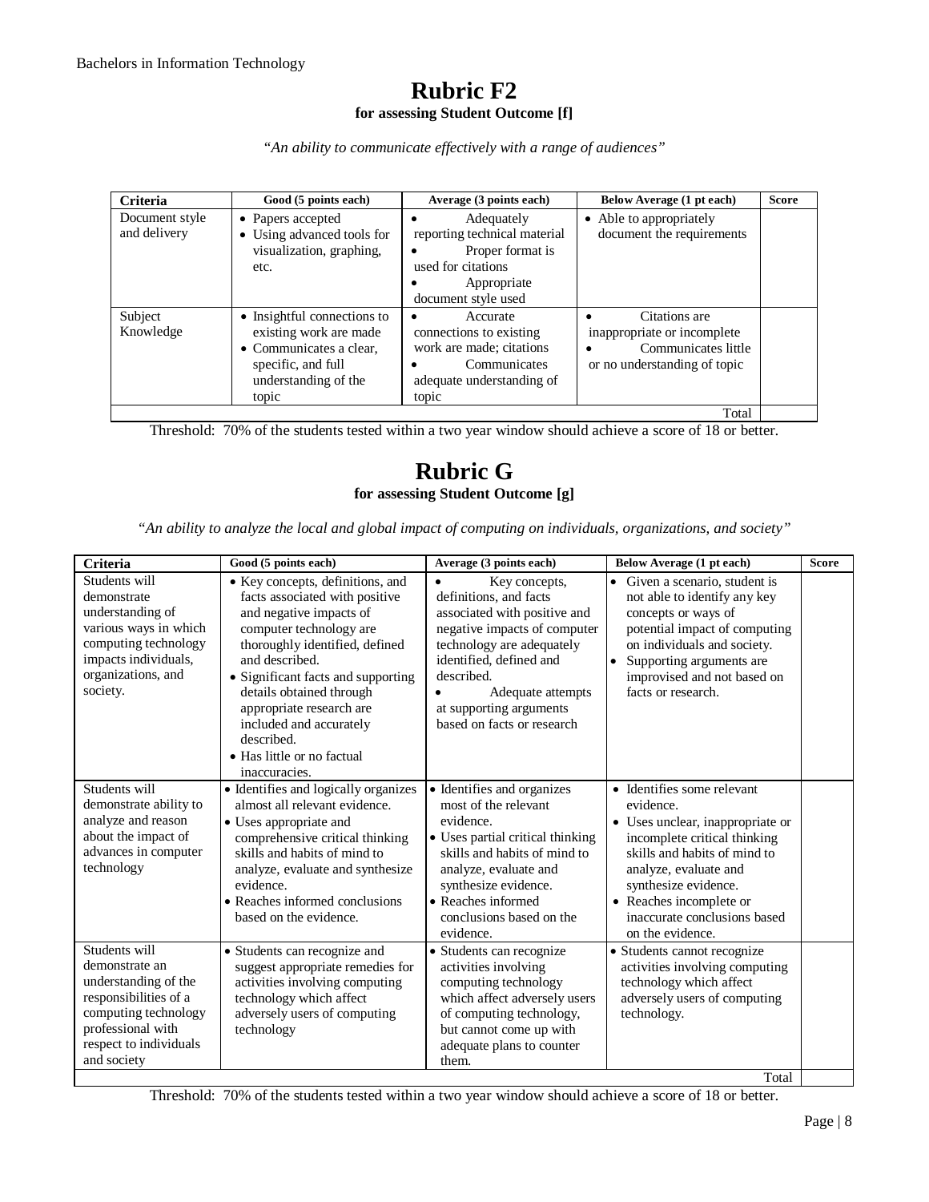## Rubric F2

**for assessing Student Outcome [f]**

*"An ability to communicate effectively with a range of audiences"*

| Criteria | Good (5 points each) | Average (3 points each) | Below Average (1 pt each) | Score |
|---|---|---|---|---|
| Document style and delivery | • Papers accepted<br>• Using advanced tools for visualization, graphing, etc. | • Adequately reporting technical material<br>• Proper format is used for citations<br>• Appropriate document style used | • Able to appropriately document the requirements | |
| Subject Knowledge | • Insightful connections to existing work are made<br>• Communicates a clear, specific, and full understanding of the topic | • Accurate connections to existing work are made; citations<br>• Communicates adequate understanding of topic | • Citations are inappropriate or incomplete<br>• Communicates little or no understanding of topic | |
| | | | Total | |

Threshold: 70% of the students tested within a two year window should achieve a score of 18 or better.

## Rubric G

**for assessing Student Outcome [g]**

*"An ability to analyze the local and global impact of computing on individuals, organizations, and society"*

| Criteria | Good (5 points each) | Average (3 points each) | Below Average (1 pt each) | Score |
|---|---|---|---|---|
| Students will demonstrate understanding of various ways in which computing technology impacts individuals, organizations, and society. | • Key concepts, definitions, and facts associated with positive and negative impacts of computer technology are thoroughly identified, defined and described.<br>• Significant facts and supporting details obtained through appropriate research are included and accurately described.<br>• Has little or no factual inaccuracies. | • Key concepts, definitions, and facts associated with positive and negative impacts of computer technology are adequately identified, defined and described.<br>• Adequate attempts at supporting arguments based on facts or research | • Given a scenario, student is not able to identify any key concepts or ways of potential impact of computing on individuals and society.<br>• Supporting arguments are improvised and not based on facts or research. | |
| Students will demonstrate ability to analyze and reason about the impact of advances in computer technology | • Identifies and logically organizes almost all relevant evidence.<br>• Uses appropriate and comprehensive critical thinking skills and habits of mind to analyze, evaluate and synthesize evidence.<br>• Reaches informed conclusions based on the evidence. | • Identifies and organizes most of the relevant evidence.<br>• Uses partial critical thinking skills and habits of mind to analyze, evaluate and synthesize evidence.<br>• Reaches informed conclusions based on the evidence. | • Identifies some relevant evidence.<br>• Uses unclear, inappropriate or incomplete critical thinking skills and habits of mind to analyze, evaluate and synthesize evidence.<br>• Reaches incomplete or inaccurate conclusions based on the evidence. | |
| Students will demonstrate an understanding of the responsibilities of a computing technology professional with respect to individuals and society | • Students can recognize and suggest appropriate remedies for activities involving computing technology which affect adversely users of computing technology | • Students can recognize activities involving computing technology which affect adversely users of computing technology, but cannot come up with adequate plans to counter them. | • Students cannot recognize activities involving computing technology which affect adversely users of computing technology. | |
| | | | Total | |

Threshold: 70% of the students tested within a two year window should achieve a score of 18 or better.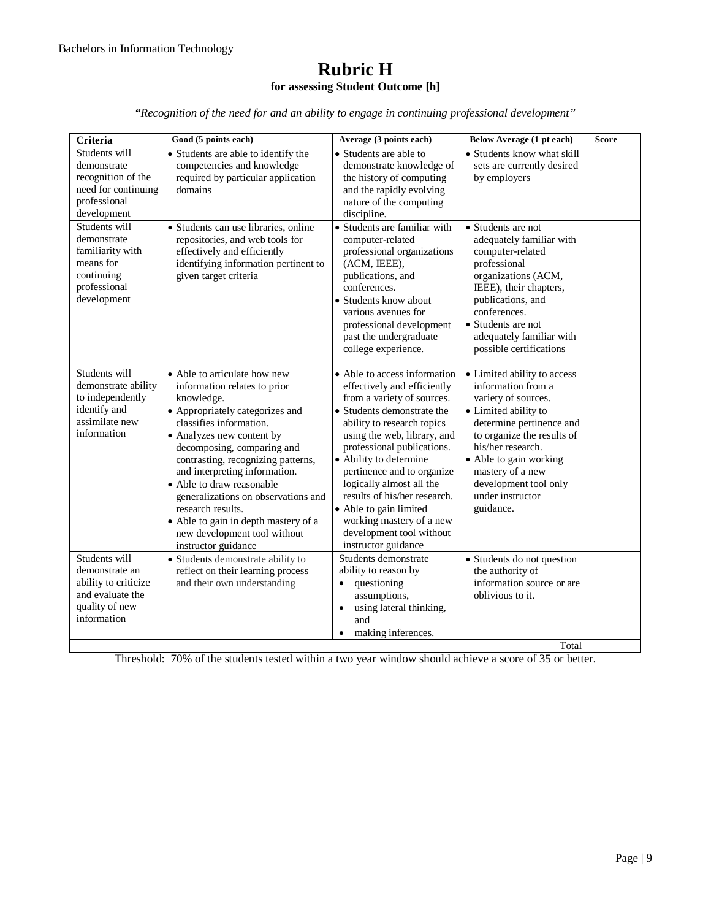# Rubric H

**for assessing Student Outcome [h]**

***"****Recognition of the need for and an ability to engage in continuing professional development"*

| Criteria | Good (5 points each) | Average (3 points each) | Below Average (1 pt each) | Score |
|---|---|---|---|---|
| Students will demonstrate recognition of the need for continuing professional development | • Students are able to identify the competencies and knowledge required by particular application domains | • Students are able to demonstrate knowledge of the history of computing and the rapidly evolving nature of the computing discipline. | • Students know what skill sets are currently desired by employers | |
| Students will demonstrate familiarity with means for continuing professional development | • Students can use libraries, online repositories, and web tools for effectively and efficiently identifying information pertinent to given target criteria | • Students are familiar with computer-related professional organizations (ACM, IEEE), publications, and conferences.<br>• Students know about various avenues for professional development past the undergraduate college experience. | • Students are not adequately familiar with computer-related professional organizations (ACM, IEEE), their chapters, publications, and conferences.<br>• Students are not adequately familiar with possible certifications | |
| Students will demonstrate ability to independently identify and assimilate new information | • Able to articulate how new information relates to prior knowledge.<br>• Appropriately categorizes and classifies information.<br>• Analyzes new content by decomposing, comparing and contrasting, recognizing patterns, and interpreting information.<br>• Able to draw reasonable generalizations on observations and research results.<br>• Able to gain in depth mastery of a new development tool without instructor guidance | • Able to access information effectively and efficiently from a variety of sources.<br>• Students demonstrate the ability to research topics using the web, library, and professional publications.<br>• Ability to determine pertinence and to organize logically almost all the results of his/her research.<br>• Able to gain limited working mastery of a new development tool without instructor guidance | • Limited ability to access information from a variety of sources.<br>• Limited ability to determine pertinence and to organize the results of his/her research.<br>• Able to gain working mastery of a new development tool only under instructor guidance. | |
| Students will demonstrate an ability to criticize and evaluate the quality of new information | • Students demonstrate ability to reflect on their learning process and their own understanding | Students demonstrate ability to reason by<br>• questioning assumptions,<br>• using lateral thinking, and<br>• making inferences. | • Students do not question the authority of information source or are oblivious to it. | |
| | | | Total | |

Threshold: 70% of the students tested within a two year window should achieve a score of 35 or better.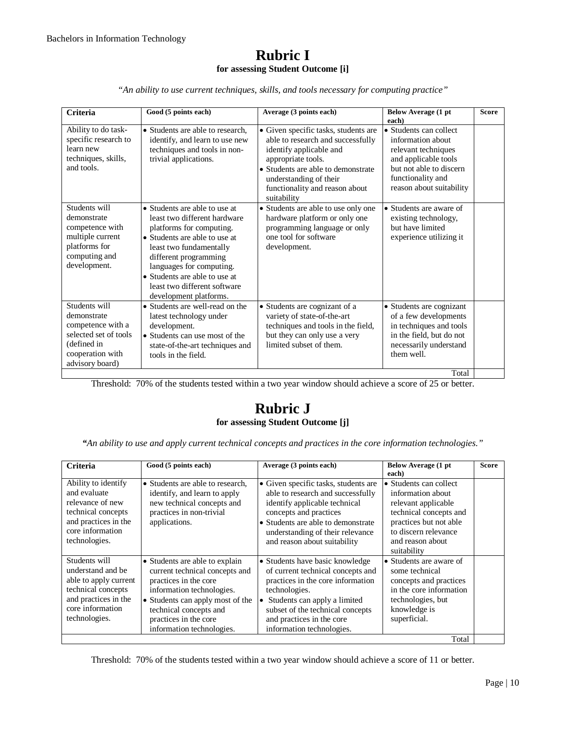# Rubric I

**for assessing Student Outcome [i]**

*"An ability to use current techniques, skills, and tools necessary for computing practice"*

| Criteria | Good (5 points each) | Average (3 points each) | Below Average (1 pt each) | Score |
|---|---|---|---|---|
| Ability to do task-specific research to learn new techniques, skills, and tools. | • Students are able to research, identify, and learn to use new techniques and tools in non-trivial applications. | • Given specific tasks, students are able to research and successfully identify applicable and appropriate tools.<br>• Students are able to demonstrate understanding of their functionality and reason about suitability | • Students can collect information about relevant techniques and applicable tools but not able to discern functionality and reason about suitability | |
| Students will demonstrate competence with multiple current platforms for computing and development. | • Students are able to use at least two different hardware platforms for computing.<br>• Students are able to use at least two fundamentally different programming languages for computing.<br>• Students are able to use at least two different software development platforms. | • Students are able to use only one hardware platform or only one programming language or only one tool for software development. | • Students are aware of existing technology, but have limited experience utilizing it | |
| Students will demonstrate competence with a selected set of tools (defined in cooperation with advisory board) | • Students are well-read on the latest technology under development.<br>• Students can use most of the state-of-the-art techniques and tools in the field. | • Students are cognizant of a variety of state-of-the-art techniques and tools in the field, but they can only use a very limited subset of them. | • Students are cognizant of a few developments in techniques and tools in the field, but do not necessarily understand them well. | |
| | | | Total | |

Threshold: 70% of the students tested within a two year window should achieve a score of 25 or better.

# Rubric J

**for assessing Student Outcome [j]**

*"An ability to use and apply current technical concepts and practices in the core information technologies."*

| Criteria | Good (5 points each) | Average (3 points each) | Below Average (1 pt each) | Score |
|---|---|---|---|---|
| Ability to identify and evaluate relevance of new technical concepts and practices in the core information technologies. | • Students are able to research, identify, and learn to apply new technical concepts and practices in non-trivial applications. | • Given specific tasks, students are able to research and successfully identify applicable technical concepts and practices<br>• Students are able to demonstrate understanding of their relevance and reason about suitability | • Students can collect information about relevant applicable technical concepts and practices but not able to discern relevance and reason about suitability | |
| Students will understand and be able to apply current technical concepts and practices in the core information technologies. | • Students are able to explain current technical concepts and practices in the core information technologies.<br>• Students can apply most of the technical concepts and practices in the core information technologies. | • Students have basic knowledge of current technical concepts and practices in the core information technologies.<br>• Students can apply a limited subset of the technical concepts and practices in the core information technologies. | • Students are aware of some technical concepts and practices in the core information technologies, but knowledge is superficial. | |
| | | | Total | |

Threshold: 70% of the students tested within a two year window should achieve a score of 11 or better.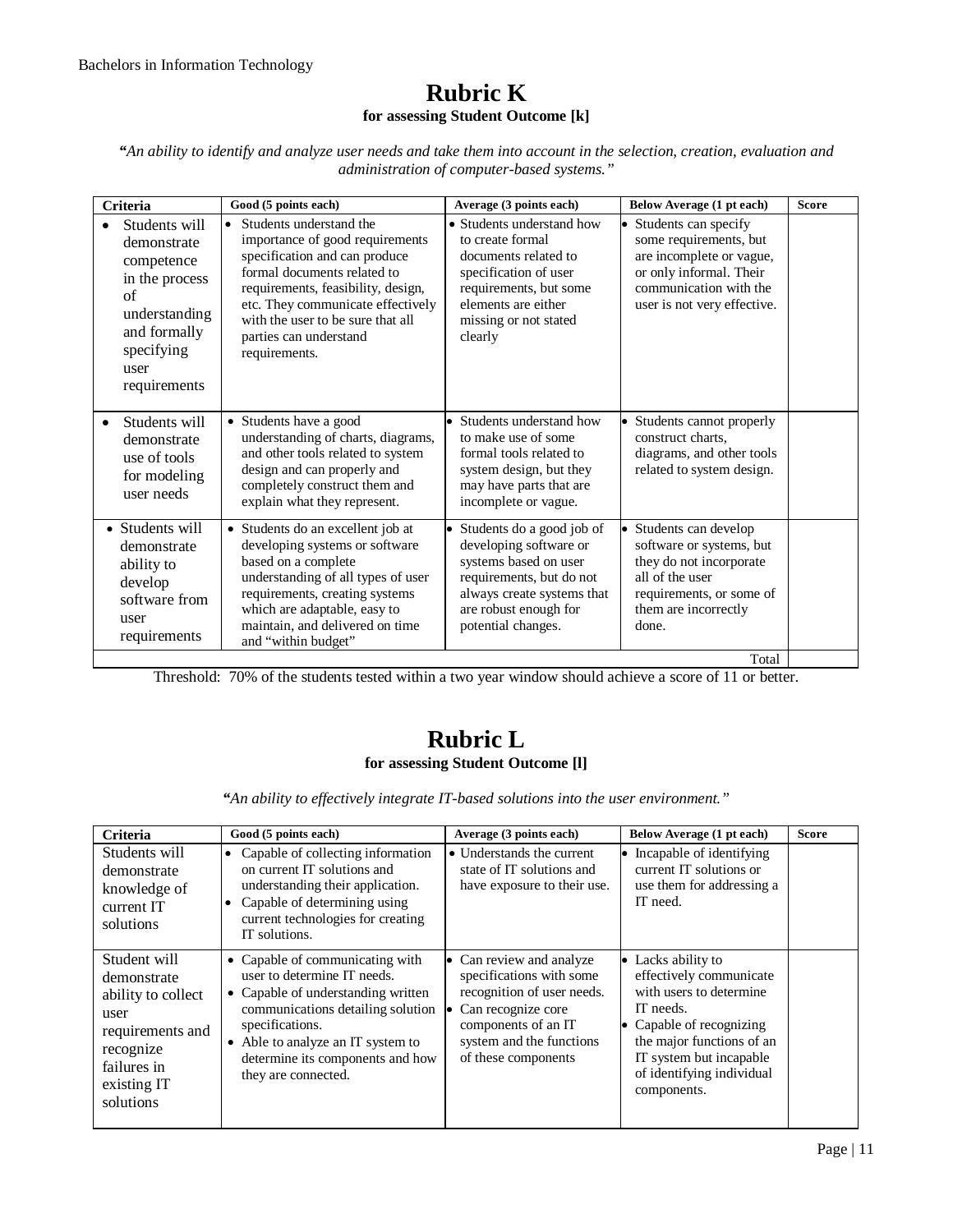# Rubric K

**for assessing Student Outcome [k]**

*"An ability to identify and analyze user needs and take them into account in the selection, creation, evaluation and administration of computer-based systems."*

| Criteria | Good (5 points each) | Average (3 points each) | Below Average (1 pt each) | Score |
|---|---|---|---|---|
| • Students will demonstrate competence in the process of understanding and formally specifying user requirements | • Students understand the importance of good requirements specification and can produce formal documents related to requirements, feasibility, design, etc. They communicate effectively with the user to be sure that all parties can understand requirements. | • Students understand how to create formal documents related to specification of user requirements, but some elements are either missing or not stated clearly | • Students can specify some requirements, but are incomplete or vague, or only informal. Their communication with the user is not very effective. | |
| • Students will demonstrate use of tools for modeling user needs | • Students have a good understanding of charts, diagrams, and other tools related to system design and can properly and completely construct them and explain what they represent. | • Students understand how to make use of some formal tools related to system design, but they may have parts that are incomplete or vague. | • Students cannot properly construct charts, diagrams, and other tools related to system design. | |
| • Students will demonstrate ability to develop software from user requirements | • Students do an excellent job at developing systems or software based on a complete understanding of all types of user requirements, creating systems which are adaptable, easy to maintain, and delivered on time and "within budget" | • Students do a good job of developing software or systems based on user requirements, but do not always create systems that are robust enough for potential changes. | • Students can develop software or systems, but they do not incorporate all of the user requirements, or some of them are incorrectly done. | |
| | | | Total | |

Threshold: 70% of the students tested within a two year window should achieve a score of 11 or better.

# Rubric L

**for assessing Student Outcome [l]**

*"An ability to effectively integrate IT-based solutions into the user environment."*

| Criteria | Good (5 points each) | Average (3 points each) | Below Average (1 pt each) | Score |
|---|---|---|---|---|
| Students will demonstrate knowledge of current IT solutions | • Capable of collecting information on current IT solutions and understanding their application.<br>• Capable of determining using current technologies for creating IT solutions. | • Understands the current state of IT solutions and have exposure to their use. | • Incapable of identifying current IT solutions or use them for addressing a IT need. | |
| Student will demonstrate ability to collect user requirements and recognize failures in existing IT solutions | • Capable of communicating with user to determine IT needs.<br>• Capable of understanding written communications detailing solution specifications.<br>• Able to analyze an IT system to determine its components and how they are connected. | • Can review and analyze specifications with some recognition of user needs.<br>• Can recognize core components of an IT system and the functions of these components | • Lacks ability to effectively communicate with users to determine IT needs.<br>• Capable of recognizing the major functions of an IT system but incapable of identifying individual components. | |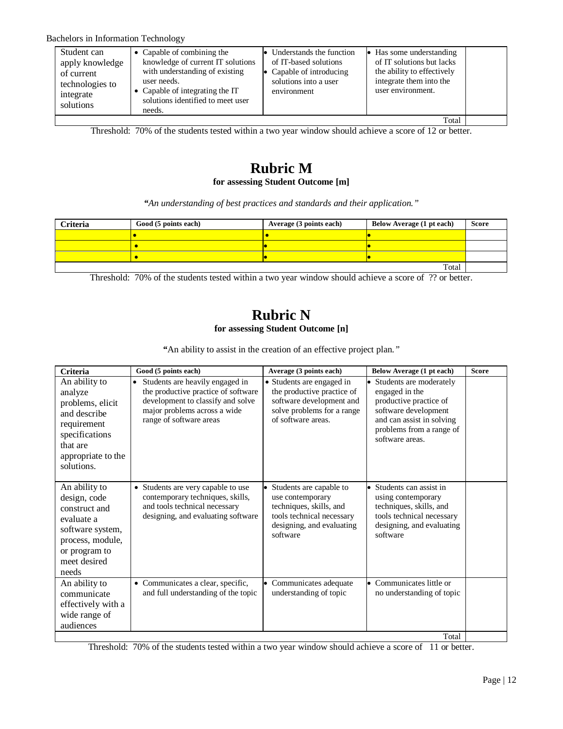| | | | | |
|---|---|---|---|---|
| Student can apply knowledge of current technologies to integrate solutions | • Capable of combining the knowledge of current IT solutions with understanding of existing user needs. • Capable of integrating the IT solutions identified to meet user needs. | • Understands the function of IT-based solutions • Capable of introducing solutions into a user environment | • Has some understanding of IT solutions but lacks the ability to effectively integrate them into the user environment. | |
| | | | Total | |

Threshold: 70% of the students tested within a two year window should achieve a score of 12 or better.

# Rubric M

**for assessing Student Outcome [m]**

***"****An understanding of best practices and standards and their application."*

| Criteria | Good (5 points each) | Average (3 points each) | Below Average (1 pt each) | Score |
|---|---|---|---|---|
| | • | • | • | |
| | • | • | • | |
| | • | • | • | |
| | | | Total | |

Threshold: 70% of the students tested within a two year window should achieve a score of ?? or better.

# Rubric N

**for assessing Student Outcome [n]**

**"**An ability to assist in the creation of an effective project plan."

| Criteria | Good (5 points each) | Average (3 points each) | Below Average (1 pt each) | Score |
|---|---|---|---|---|
| An ability to analyze problems, elicit and describe requirement specifications that are appropriate to the solutions. | • Students are heavily engaged in the productive practice of software development to classify and solve major problems across a wide range of software areas | • Students are engaged in the productive practice of software development and solve problems for a range of software areas. | • Students are moderately engaged in the productive practice of software development and can assist in solving problems from a range of software areas. | |
| An ability to design, code construct and evaluate a software system, process, module, or program to meet desired needs | • Students are very capable to use contemporary techniques, skills, and tools technical necessary designing, and evaluating software | • Students are capable to use contemporary techniques, skills, and tools technical necessary designing, and evaluating software | • Students can assist in using contemporary techniques, skills, and tools technical necessary designing, and evaluating software | |
| An ability to communicate effectively with a wide range of audiences | • Communicates a clear, specific, and full understanding of the topic | • Communicates adequate understanding of topic | • Communicates little or no understanding of topic | |
| | | | Total | |

Threshold: 70% of the students tested within a two year window should achieve a score of 11 or better.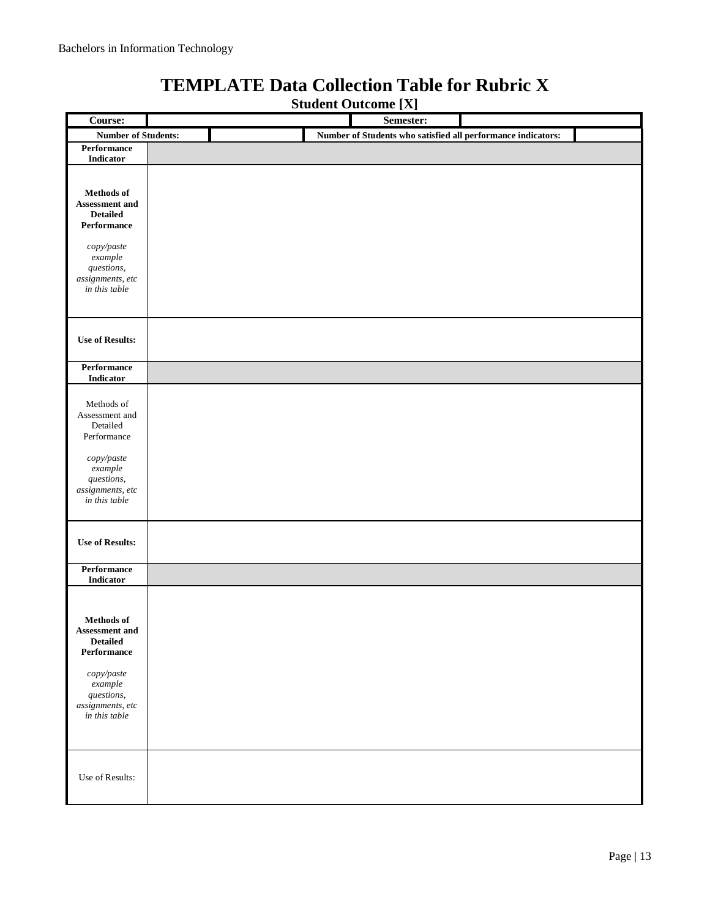# TEMPLATE Data Collection Table for Rubric X

## Student Outcome [X]

| | | | |
|---|---|---|---|
| **Course:** | | **Semester:** | |
| **Number of Students:** | | **Number of Students who satisfied all performance indicators:** | |

| | |
|---|---|
| **Performance Indicator** | |
| **Methods of Assessment and Detailed Performance** *copy/paste example questions, assignments, etc in this table* | |
| **Use of Results:** | |
| **Performance Indicator** | |
| Methods of Assessment and Detailed Performance *copy/paste example questions, assignments, etc in this table* | |
| **Use of Results:** | |
| **Performance Indicator** | |
| **Methods of Assessment and Detailed Performance** *copy/paste example questions, assignments, etc in this table* | |
| Use of Results: | |